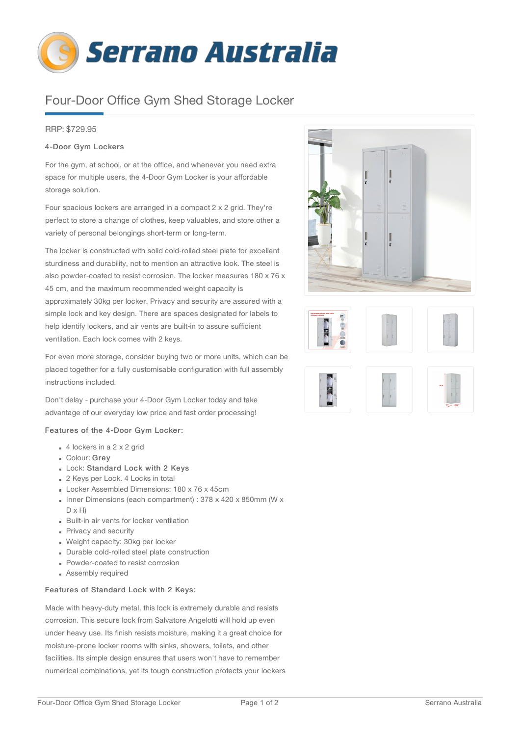# Serrano Australia

## Four-Door Office Gym Shed Storage Locker

RRP: $729.95

**4-Door Gym Lockers**

For the gym, at school, or at the office, and whenever you need extra space for multiple users, the 4-Door Gym Locker is your affordable storage solution.

Four spacious lockers are arranged in a compact 2 x 2 grid. They're perfect to store a change of clothes, keep valuables, and store other a variety of personal belongings short-term or long-term.

The locker is constructed with solid cold-rolled steel plate for excellent sturdiness and durability, not to mention an attractive look. The steel is also powder-coated to resist corrosion. The locker measures 180 x 76 x 45 cm, and the maximum recommended weight capacity is approximately 30kg per locker. Privacy and security are assured with a simple lock and key design. There are spaces designated for labels to help identify lockers, and air vents are built-in to assure sufficient ventilation. Each lock comes with 2 keys.

For even more storage, consider buying two or more units, which can be placed together for a fully customisable configuration with full assembly instructions included.

Don't delay - purchase your 4-Door Gym Locker today and take advantage of our everyday low price and fast order processing!

**Features of the 4-Door Gym Locker:**

- 4 lockers in a 2 x 2 grid
- Colour: **Grey**
- Lock: **Standard Lock with 2 Keys**
- 2 Keys per Lock. 4 Locks in total
- Locker Assembled Dimensions: 180 x 76 x 45cm
- Inner Dimensions (each compartment) : 378 x 420 x 850mm (W x D x H)
- Built-in air vents for locker ventilation
- Privacy and security
- Weight capacity: 30kg per locker
- Durable cold-rolled steel plate construction
- Powder-coated to resist corrosion
- Assembly required

**Features of Standard Lock with 2 Keys:**

Made with heavy-duty metal, this lock is extremely durable and resists corrosion. This secure lock from Salvatore Angelotti will hold up even under heavy use. Its finish resists moisture, making it a great choice for moisture-prone locker rooms with sinks, showers, toilets, and other facilities. Its simple design ensures that users won't have to remember numerical combinations, yet its tough construction protects your lockers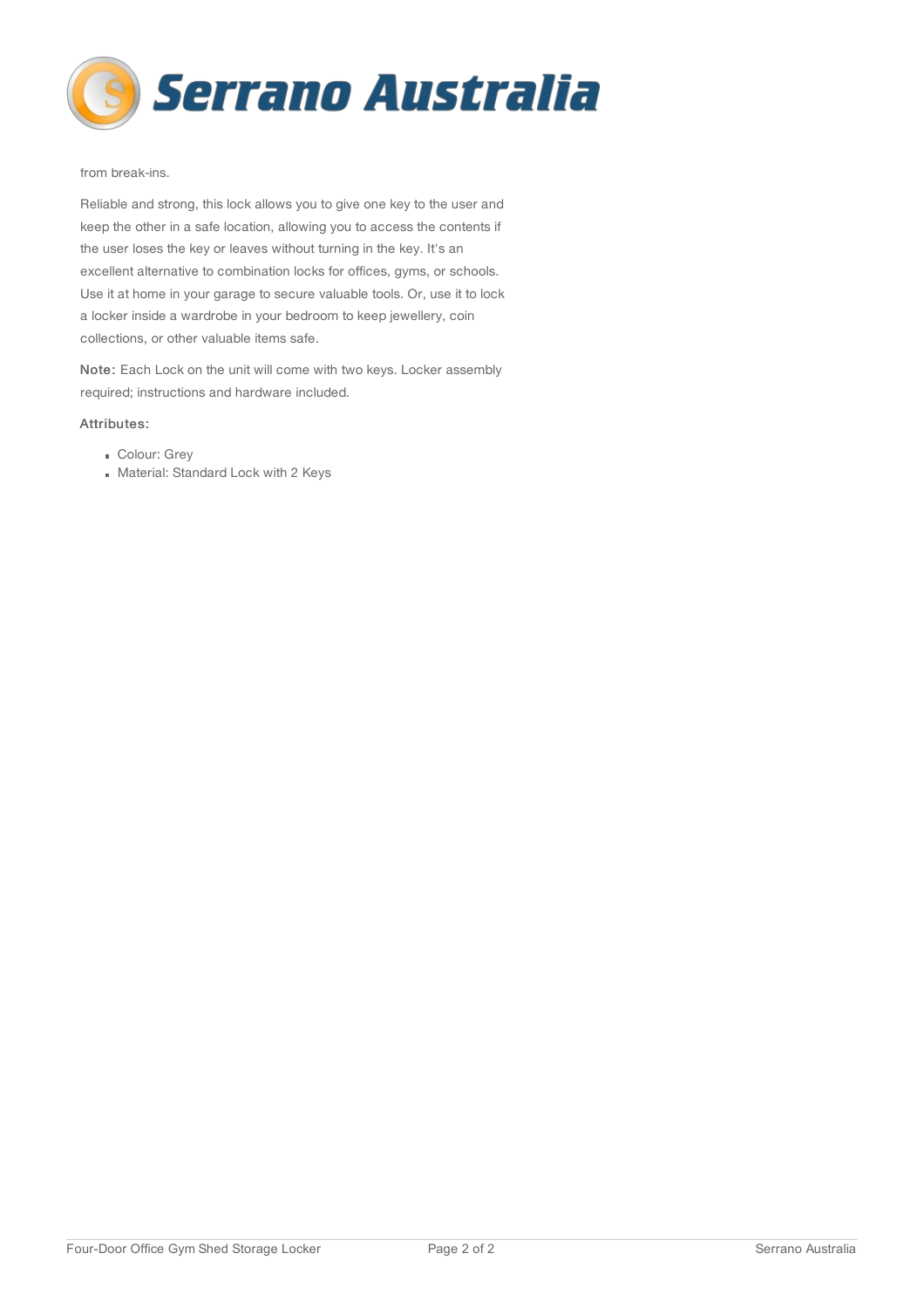from break-ins.

Reliable and strong, this lock allows you to give one key to the user and keep the other in a safe location, allowing you to access the contents if the user loses the key or leaves without turning in the key. It's an excellent alternative to combination locks for offices, gyms, or schools. Use it at home in your garage to secure valuable tools. Or, use it to lock a locker inside a wardrobe in your bedroom to keep jewellery, coin collections, or other valuable items safe.

**Note:** Each Lock on the unit will come with two keys. Locker assembly required; instructions and hardware included.

**Attributes:**

- Colour: Grey
- Material: Standard Lock with 2 Keys